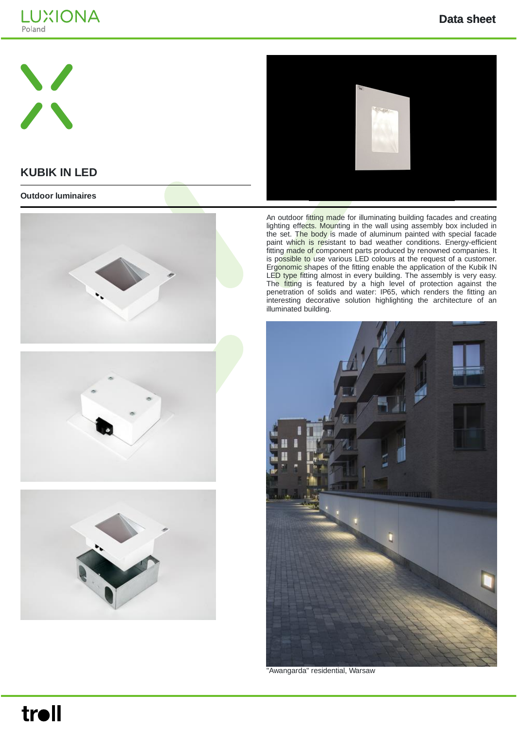LUXIONA
Poland

Data sheet

# KUBIK IN LED

## Outdoor luminaires

An outdoor fitting made for illuminating building facades and creating lighting effects. Mounting in the wall using assembly box included in the set. The body is made of aluminum painted with special facade paint which is resistant to bad weather conditions. Energy-efficient fitting made of component parts produced by renowned companies. It is possible to use various LED colours at the request of a customer. Ergonomic shapes of the fitting enable the application of the Kubik IN LED type fitting almost in every building. The assembly is very easy. The fitting is featured by a high level of protection against the penetration of solids and water: IP65, which renders the fitting an interesting decorative solution highlighting the architecture of an illuminated building.

"Awangarda" residential, Warsaw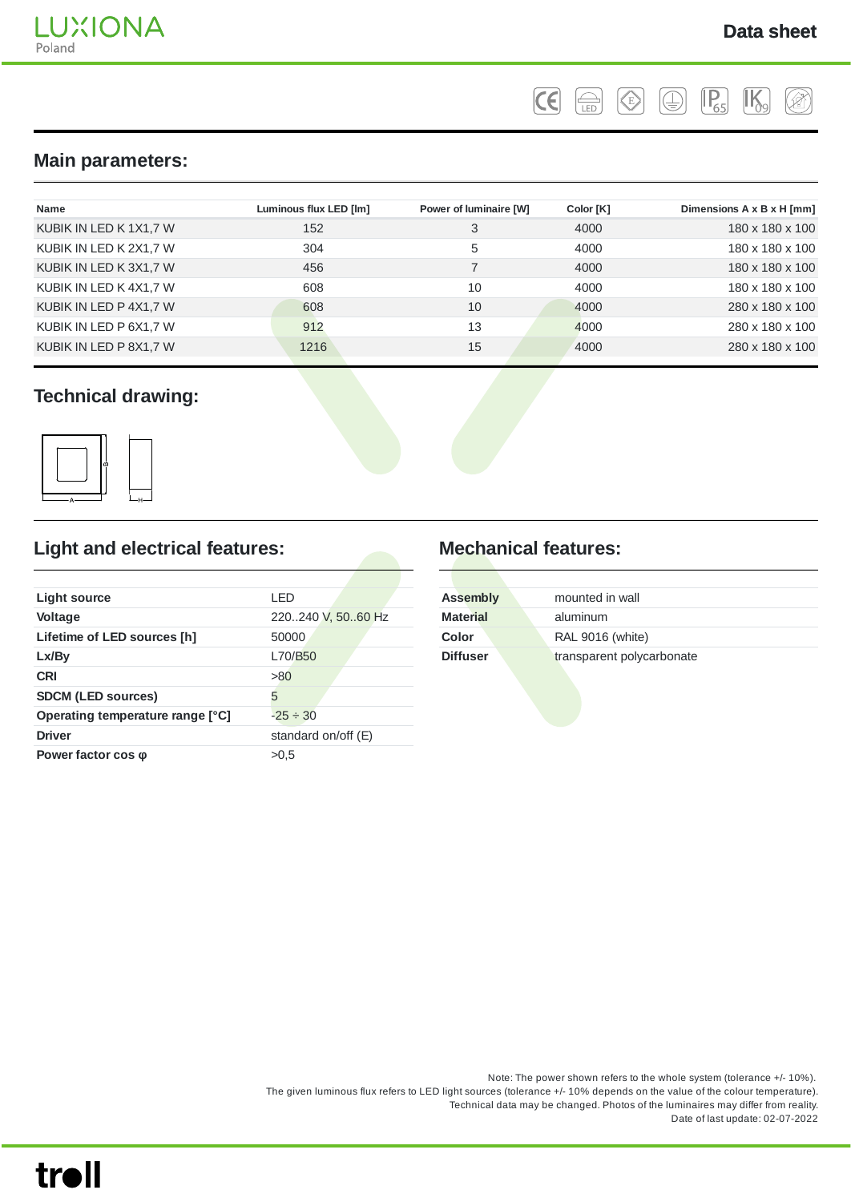LUXIONA Poland

Data sheet

## Main parameters:

| Name | Luminous flux LED [lm] | Power of luminaire [W] | Color [K] | Dimensions A x B x H [mm] |
|---|---|---|---|---|
| KUBIK IN LED K 1X1,7 W | 152 | 3 | 4000 | 180 x 180 x 100 |
| KUBIK IN LED K 2X1,7 W | 304 | 5 | 4000 | 180 x 180 x 100 |
| KUBIK IN LED K 3X1,7 W | 456 | 7 | 4000 | 180 x 180 x 100 |
| KUBIK IN LED K 4X1,7 W | 608 | 10 | 4000 | 180 x 180 x 100 |
| KUBIK IN LED P 4X1,7 W | 608 | 10 | 4000 | 280 x 180 x 100 |
| KUBIK IN LED P 6X1,7 W | 912 | 13 | 4000 | 280 x 180 x 100 |
| KUBIK IN LED P 8X1,7 W | 1216 | 15 | 4000 | 280 x 180 x 100 |

## Technical drawing:

A

B

H

## Light and electrical features:

| | |
|---|---|
| **Light source** | LED |
| **Voltage** | 220..240 V, 50..60 Hz |
| **Lifetime of LED sources [h]** | 50000 |
| **Lx/By** | L70/B50 |
| **CRI** | >80 |
| **SDCM (LED sources)** | 5 |
| **Operating temperature range [°C]** | -25 ÷ 30 |
| **Driver** | standard on/off (E) |
| **Power factor cos φ** | >0,5 |

## Mechanical features:

| | |
|---|---|
| **Assembly** | mounted in wall |
| **Material** | aluminum |
| **Color** | RAL 9016 (white) |
| **Diffuser** | transparent polycarbonate |

Note: The power shown refers to the whole system (tolerance +/- 10%).
The given luminous flux refers to LED light sources (tolerance +/- 10% depends on the value of the colour temperature).
Technical data may be changed. Photos of the luminaires may differ from reality.
Date of last update: 02-07-2022

troll